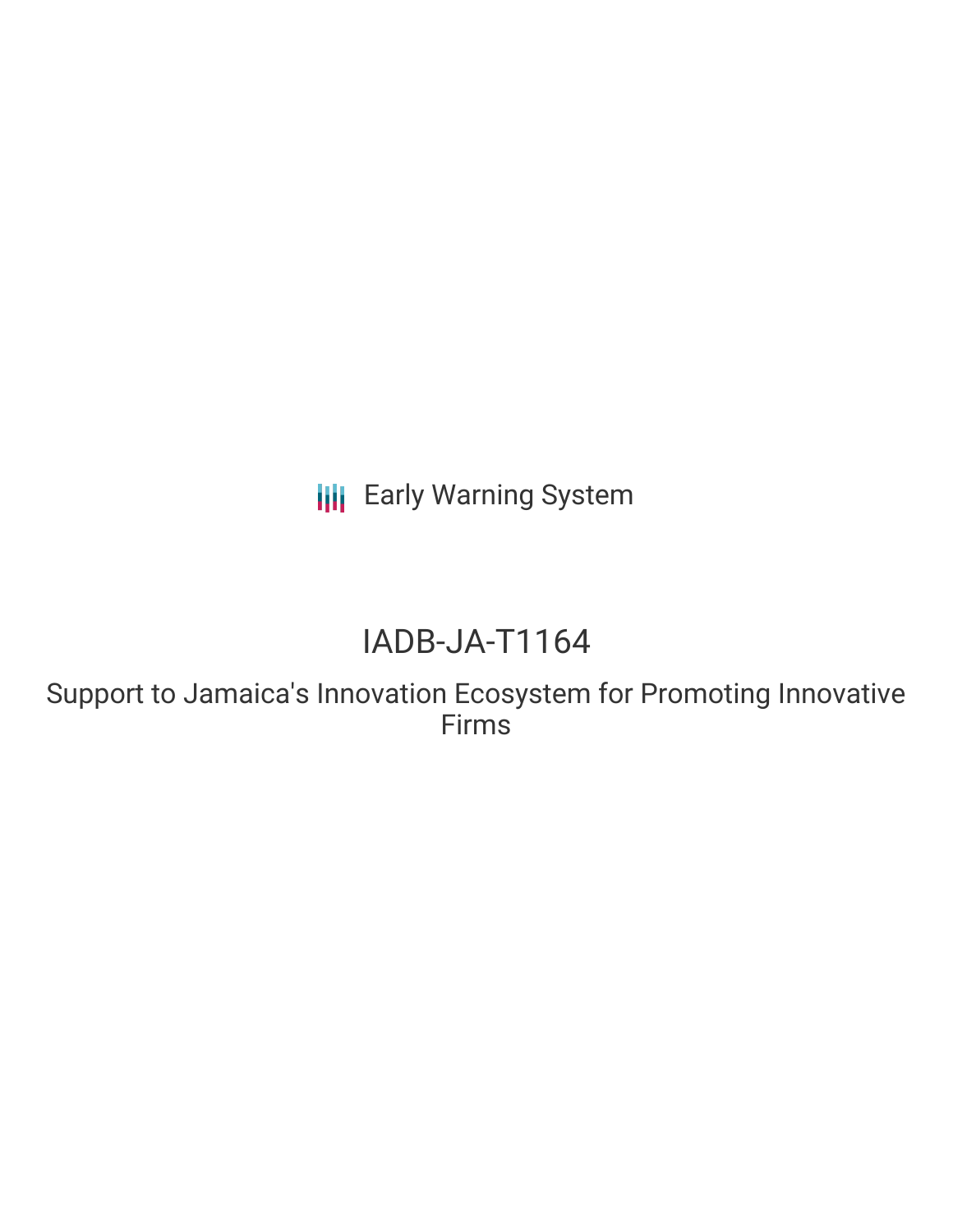Early Warning System

# IADB-JA-T1164

## Support to Jamaica's Innovation Ecosystem for Promoting Innovative Firms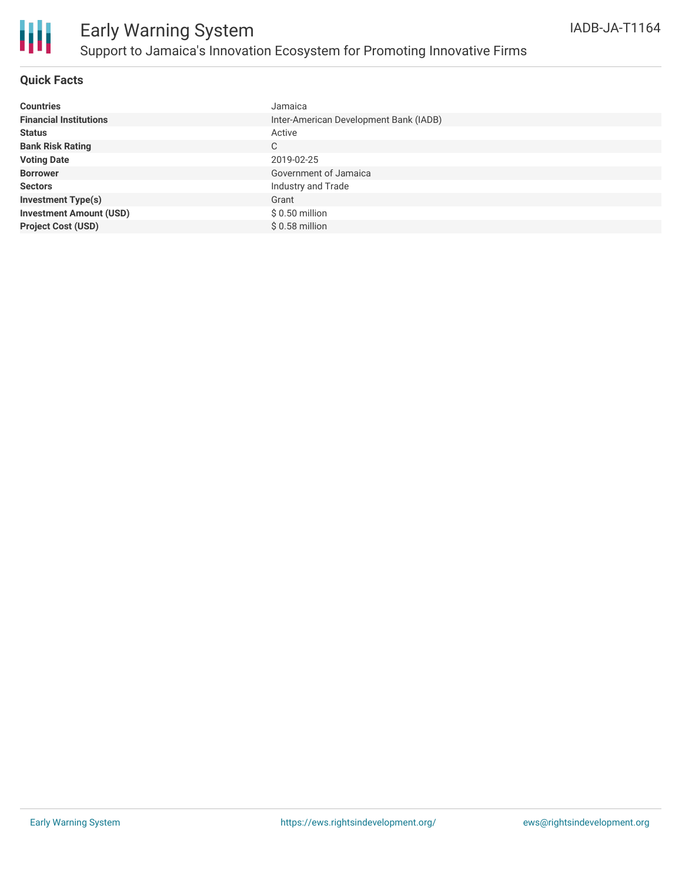# Early Warning System

## Support to Jamaica's Innovation Ecosystem for Promoting Innovative Firms

IADB-JA-T1164

### Quick Facts

| | |
|---|---|
| **Countries** | Jamaica |
| **Financial Institutions** | Inter-American Development Bank (IADB) |
| **Status** | Active |
| **Bank Risk Rating** | C |
| **Voting Date** | 2019-02-25 |
| **Borrower** | Government of Jamaica |
| **Sectors** | Industry and Trade |
| **Investment Type(s)** | Grant |
| **Investment Amount (USD)** | $ 0.50 million |
| **Project Cost (USD)** | $ 0.58 million |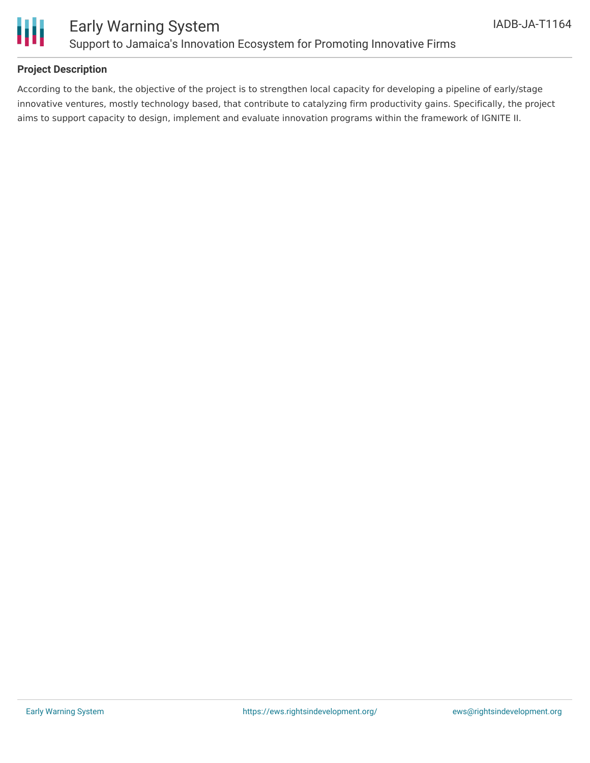## Project Description

According to the bank, the objective of the project is to strengthen local capacity for developing a pipeline of early/stage innovative ventures, mostly technology based, that contribute to catalyzing firm productivity gains. Specifically, the project aims to support capacity to design, implement and evaluate innovation programs within the framework of IGNITE II.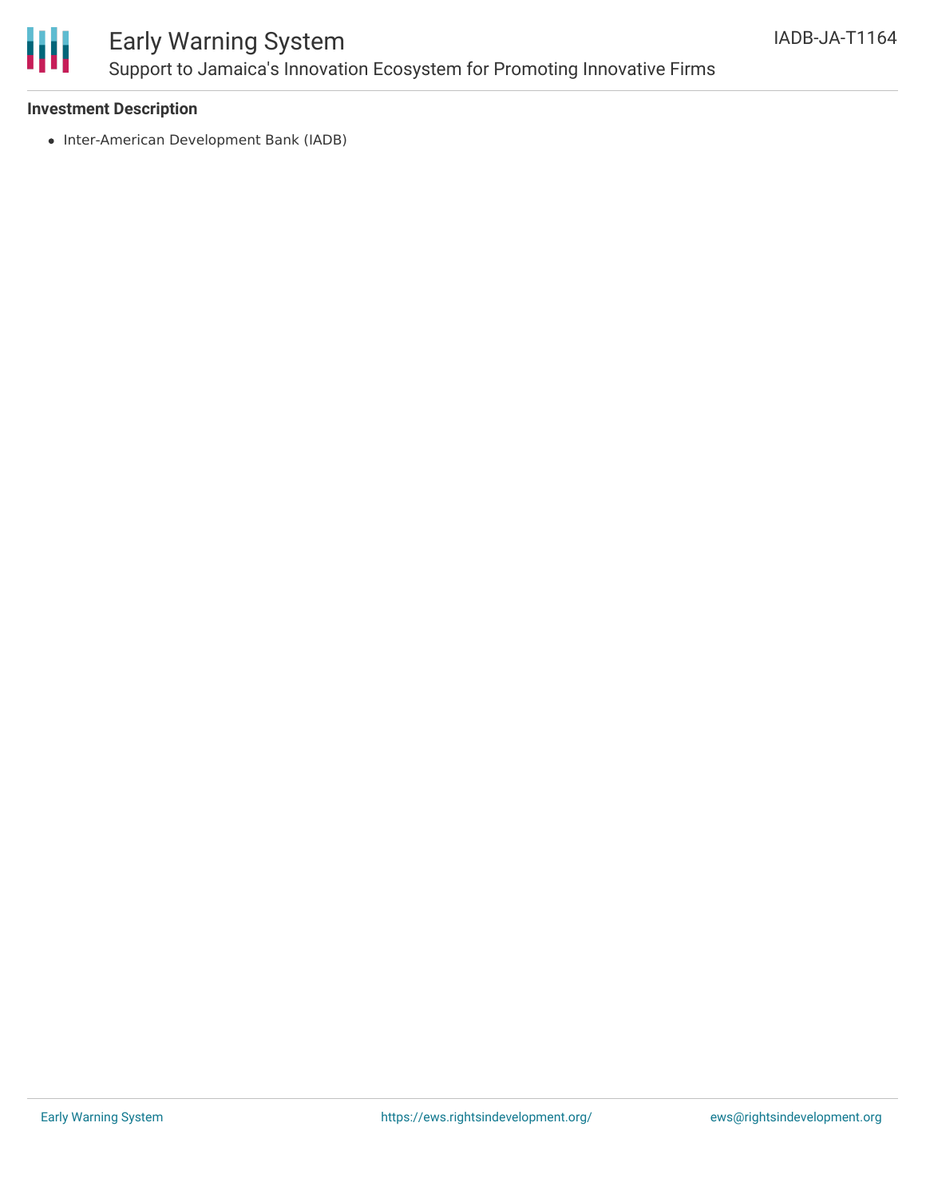**Investment Description**

- Inter-American Development Bank (IADB)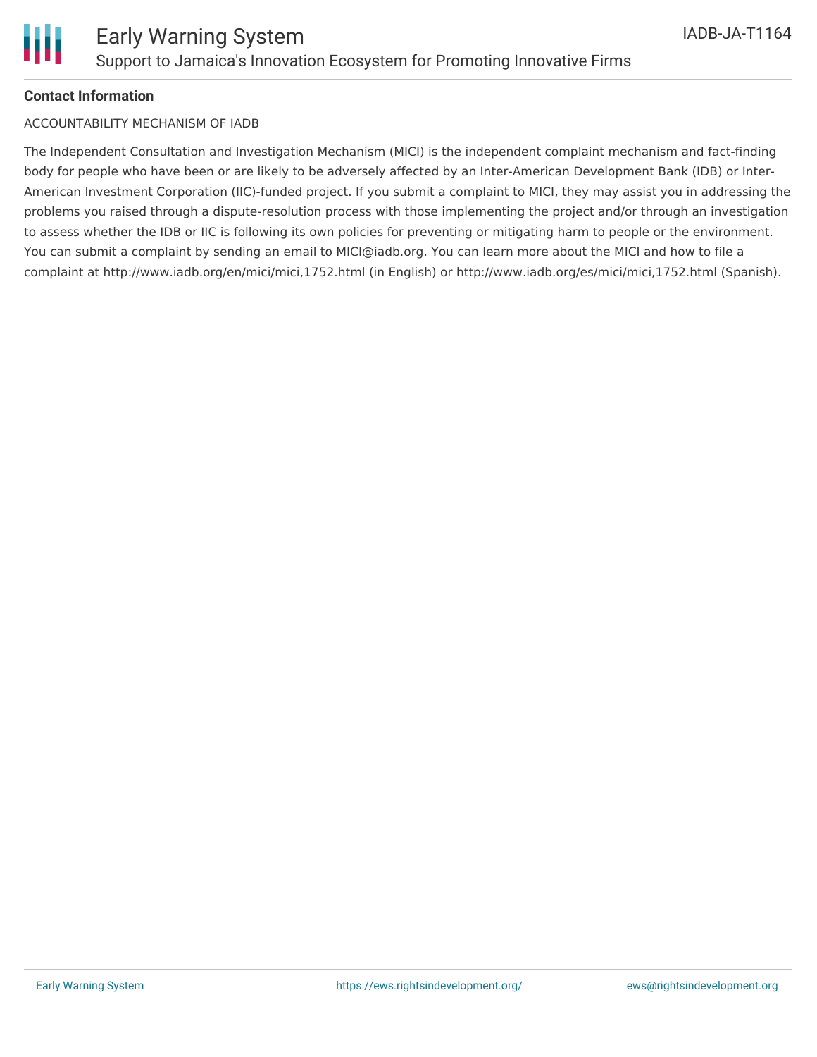**Contact Information**

ACCOUNTABILITY MECHANISM OF IADB

The Independent Consultation and Investigation Mechanism (MICI) is the independent complaint mechanism and fact-finding body for people who have been or are likely to be adversely affected by an Inter-American Development Bank (IDB) or Inter-American Investment Corporation (IIC)-funded project. If you submit a complaint to MICI, they may assist you in addressing the problems you raised through a dispute-resolution process with those implementing the project and/or through an investigation to assess whether the IDB or IIC is following its own policies for preventing or mitigating harm to people or the environment. You can submit a complaint by sending an email to MICI@iadb.org. You can learn more about the MICI and how to file a complaint at http://www.iadb.org/en/mici/mici,1752.html (in English) or http://www.iadb.org/es/mici/mici,1752.html (Spanish).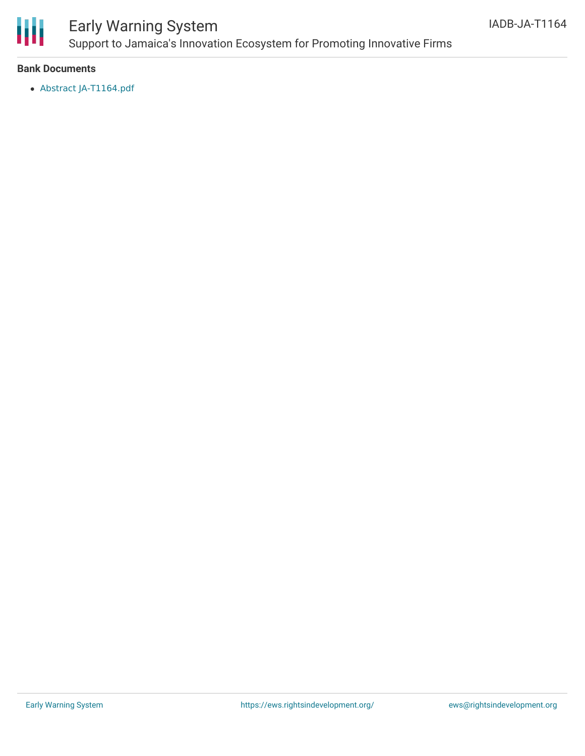**Bank Documents**

- Abstract JA-T1164.pdf